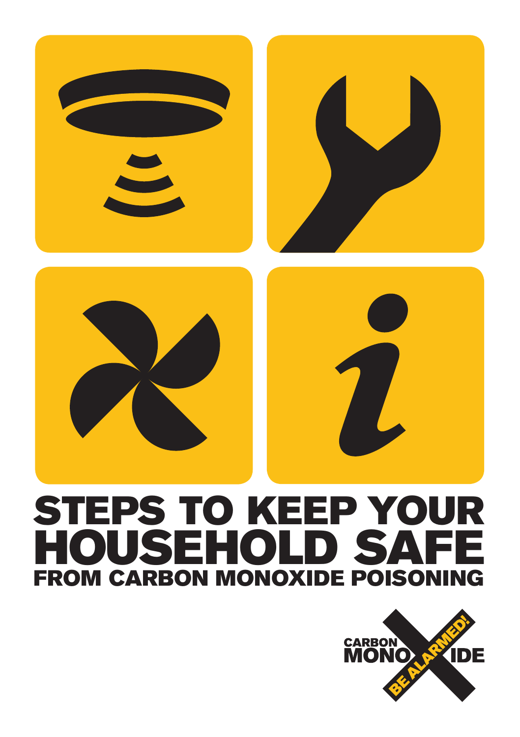# STEPS TO KEEP YOUR HOUSEHOLD SAFE

## FROM CARBON MONOXIDE POISONING

CARBON MONOXIDE

BE ALARMED!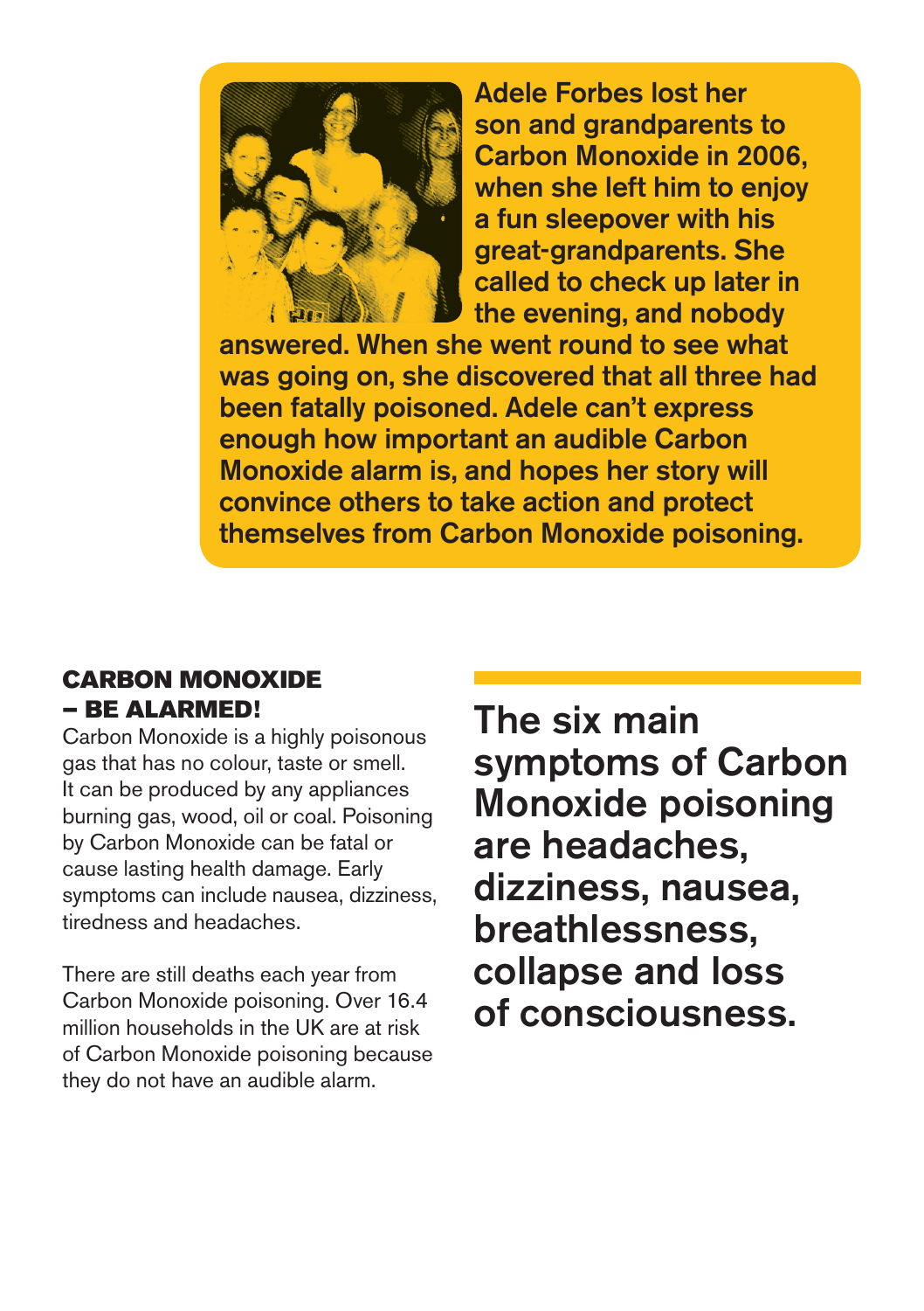**Adele Forbes lost her son and grandparents to Carbon Monoxide in 2006, when she left him to enjoy a fun sleepover with his great-grandparents. She called to check up later in the evening, and nobody answered. When she went round to see what was going on, she discovered that all three had been fatally poisoned. Adele can't express enough how important an audible Carbon Monoxide alarm is, and hopes her story will convince others to take action and protect themselves from Carbon Monoxide poisoning.**

## CARBON MONOXIDE – BE ALARMED!

Carbon Monoxide is a highly poisonous gas that has no colour, taste or smell. It can be produced by any appliances burning gas, wood, oil or coal. Poisoning by Carbon Monoxide can be fatal or cause lasting health damage. Early symptoms can include nausea, dizziness, tiredness and headaches.

There are still deaths each year from Carbon Monoxide poisoning. Over 16.4 million households in the UK are at risk of Carbon Monoxide poisoning because they do not have an audible alarm.

**The six main symptoms of Carbon Monoxide poisoning are headaches, dizziness, nausea, breathlessness, collapse and loss of consciousness.**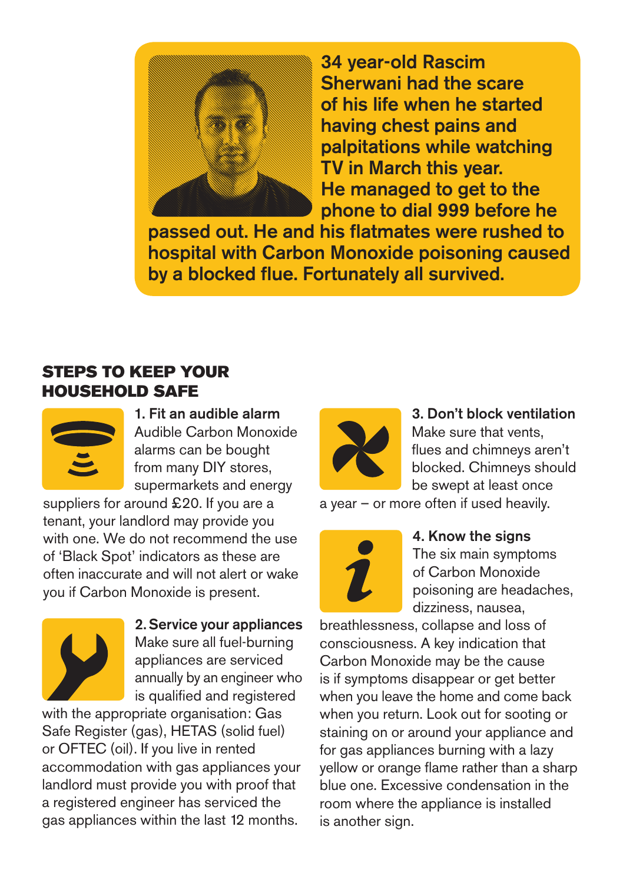**34 year-old Rascim Sherwani had the scare of his life when he started having chest pains and palpitations while watching TV in March this year. He managed to get to the phone to dial 999 before he passed out. He and his flatmates were rushed to hospital with Carbon Monoxide poisoning caused by a blocked flue. Fortunately all survived.**

## STEPS TO KEEP YOUR HOUSEHOLD SAFE

### 1. Fit an audible alarm

Audible Carbon Monoxide alarms can be bought from many DIY stores, supermarkets and energy suppliers for around £20. If you are a tenant, your landlord may provide you with one. We do not recommend the use of 'Black Spot' indicators as these are often inaccurate and will not alert or wake you if Carbon Monoxide is present.

### 2. Service your appliances

Make sure all fuel-burning appliances are serviced annually by an engineer who is qualified and registered with the appropriate organisation: Gas Safe Register (gas), HETAS (solid fuel) or OFTEC (oil). If you live in rented accommodation with gas appliances your landlord must provide you with proof that a registered engineer has serviced the gas appliances within the last 12 months.

### 3. Don't block ventilation

Make sure that vents, flues and chimneys aren't blocked. Chimneys should be swept at least once a year – or more often if used heavily.

### 4. Know the signs

The six main symptoms of Carbon Monoxide poisoning are headaches, dizziness, nausea, breathlessness, collapse and loss of consciousness. A key indication that Carbon Monoxide may be the cause is if symptoms disappear or get better when you leave the home and come back when you return. Look out for sooting or staining on or around your appliance and for gas appliances burning with a lazy yellow or orange flame rather than a sharp blue one. Excessive condensation in the room where the appliance is installed is another sign.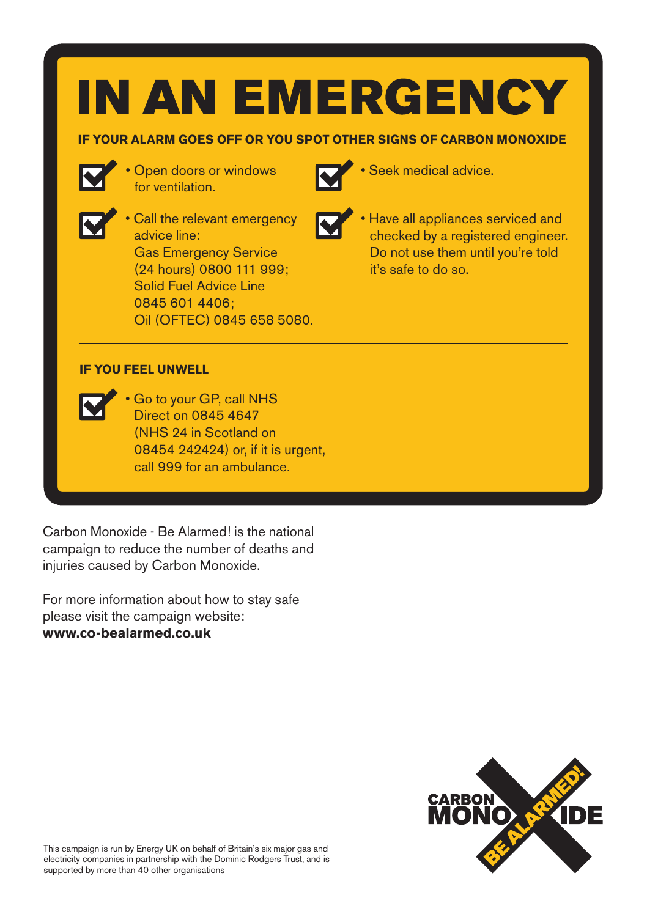# IN AN EMERGENCY

**IF YOUR ALARM GOES OFF OR YOU SPOT OTHER SIGNS OF CARBON MONOXIDE**

- Open doors or windows for ventilation.
- Call the relevant emergency advice line:
  Gas Emergency Service (24 hours) 0800 111 999;
  Solid Fuel Advice Line 0845 601 4406;
  Oil (OFTEC) 0845 658 5080.
- Seek medical advice.
- Have all appliances serviced and checked by a registered engineer. Do not use them until you're told it's safe to do so.

**IF YOU FEEL UNWELL**

- Go to your GP, call NHS Direct on 0845 4647 (NHS 24 in Scotland on 08454 242424) or, if it is urgent, call 999 for an ambulance.

Carbon Monoxide - Be Alarmed! is the national campaign to reduce the number of deaths and injuries caused by Carbon Monoxide.

For more information about how to stay safe please visit the campaign website:
**www.co-bealarmed.co.uk**

This campaign is run by Energy UK on behalf of Britain's six major gas and electricity companies in partnership with the Dominic Rodgers Trust, and is supported by more than 40 other organisations

CARBON MONOXIDE BE ALARMED!